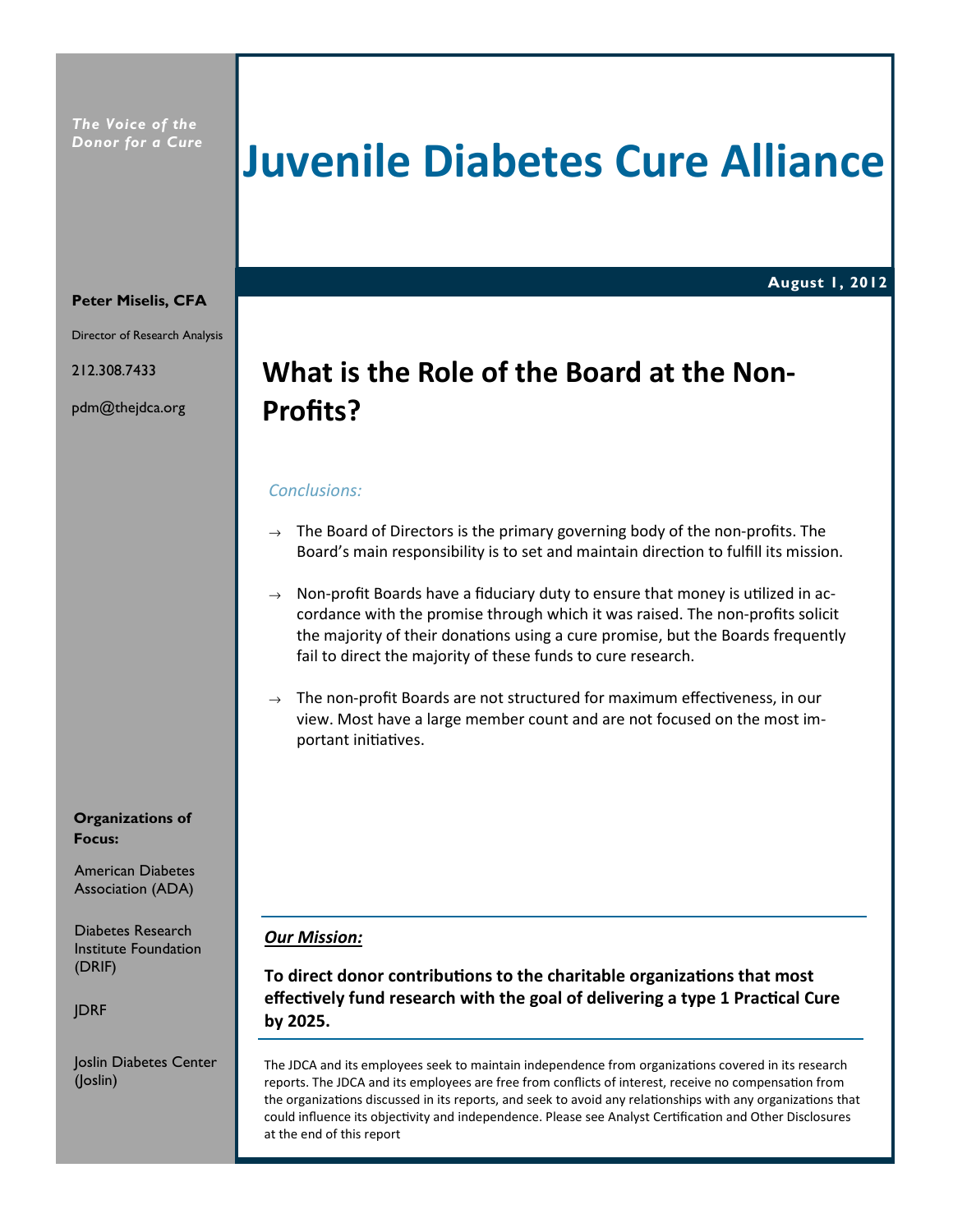*The Voice of the Donor for a Cure*

# Juvenile Diabetes Cure Alliance

**August 1, 2012**

**Peter Miselis, CFA**

Director of Research Analysis

212.308.7433

pdm@thejdca.org

## What is the Role of the Board at the Non-Profits?

*Conclusions:*

→ The Board of Directors is the primary governing body of the non-profits. The Board's main responsibility is to set and maintain direction to fulfill its mission.

→ Non-profit Boards have a fiduciary duty to ensure that money is utilized in accordance with the promise through which it was raised. The non-profits solicit the majority of their donations using a cure promise, but the Boards frequently fail to direct the majority of these funds to cure research.

→ The non-profit Boards are not structured for maximum effectiveness, in our view. Most have a large member count and are not focused on the most important initiatives.

**Organizations of Focus:**

American Diabetes Association (ADA)

Diabetes Research Institute Foundation (DRIF)

JDRF

Joslin Diabetes Center (Joslin)

***Our Mission:***

**To direct donor contributions to the charitable organizations that most effectively fund research with the goal of delivering a type 1 Practical Cure by 2025.**

The JDCA and its employees seek to maintain independence from organizations covered in its research reports. The JDCA and its employees are free from conflicts of interest, receive no compensation from the organizations discussed in its reports, and seek to avoid any relationships with any organizations that could influence its objectivity and independence. Please see Analyst Certification and Other Disclosures at the end of this report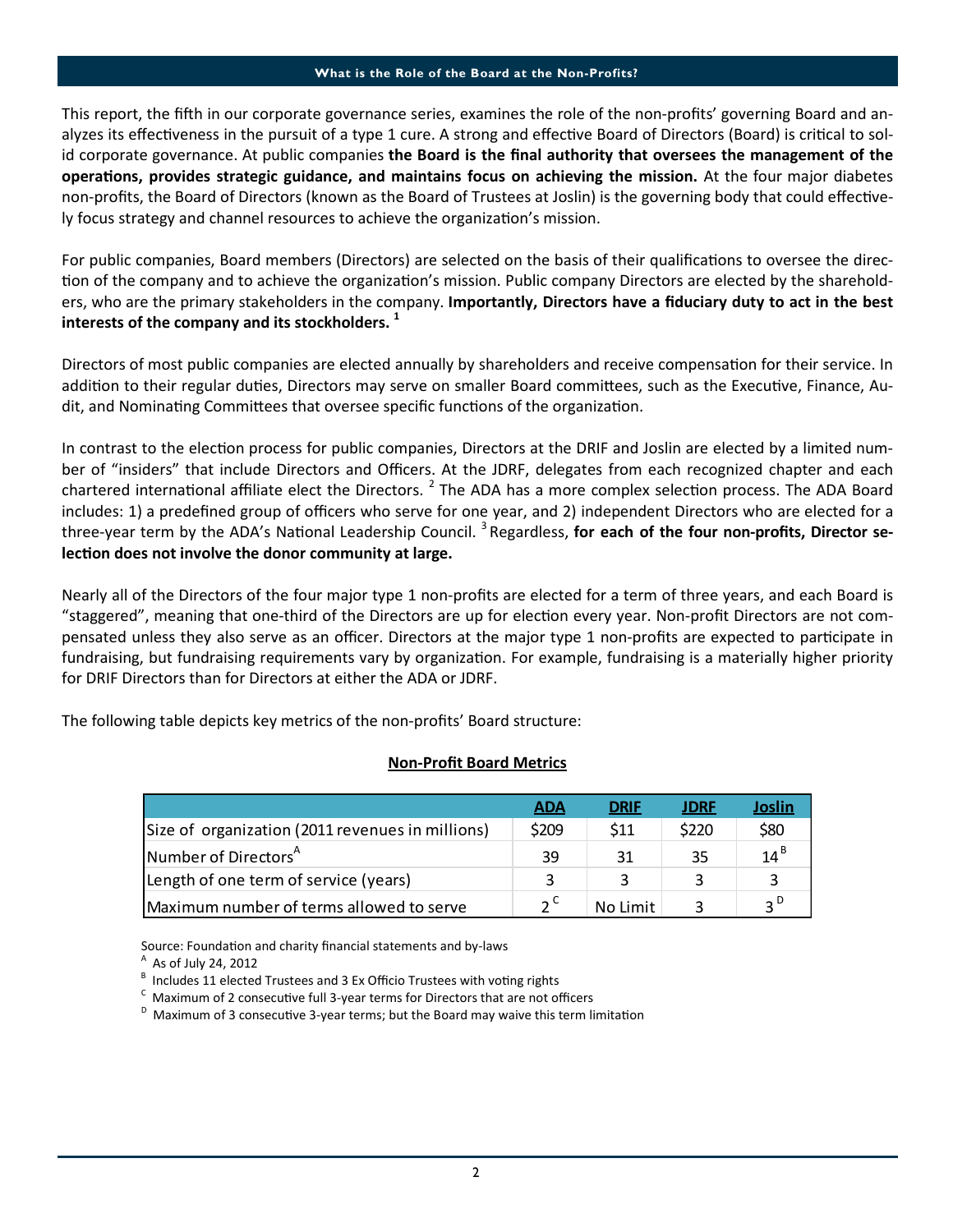## What is the Role of the Board at the Non-Profits?

This report, the fifth in our corporate governance series, examines the role of the non-profits' governing Board and analyzes its effectiveness in the pursuit of a type 1 cure. A strong and effective Board of Directors (Board) is critical to solid corporate governance. At public companies **the Board is the final authority that oversees the management of the operations, provides strategic guidance, and maintains focus on achieving the mission.** At the four major diabetes non-profits, the Board of Directors (known as the Board of Trustees at Joslin) is the governing body that could effectively focus strategy and channel resources to achieve the organization's mission.

For public companies, Board members (Directors) are selected on the basis of their qualifications to oversee the direction of the company and to achieve the organization's mission. Public company Directors are elected by the shareholders, who are the primary stakeholders in the company. **Importantly, Directors have a fiduciary duty to act in the best interests of the company and its stockholders.** [1]

Directors of most public companies are elected annually by shareholders and receive compensation for their service. In addition to their regular duties, Directors may serve on smaller Board committees, such as the Executive, Finance, Audit, and Nominating Committees that oversee specific functions of the organization.

In contrast to the election process for public companies, Directors at the DRIF and Joslin are elected by a limited number of "insiders" that include Directors and Officers. At the JDRF, delegates from each recognized chapter and each chartered international affiliate elect the Directors. [2] The ADA has a more complex selection process. The ADA Board includes: 1) a predefined group of officers who serve for one year, and 2) independent Directors who are elected for a three-year term by the ADA's National Leadership Council. [3] Regardless, **for each of the four non-profits, Director selection does not involve the donor community at large.**

Nearly all of the Directors of the four major type 1 non-profits are elected for a term of three years, and each Board is "staggered", meaning that one-third of the Directors are up for election every year. Non-profit Directors are not compensated unless they also serve as an officer. Directors at the major type 1 non-profits are expected to participate in fundraising, but fundraising requirements vary by organization. For example, fundraising is a materially higher priority for DRIF Directors than for Directors at either the ADA or JDRF.

The following table depicts key metrics of the non-profits' Board structure:

**Non-Profit Board Metrics**

| | ADA | DRIF | JDRF | Joslin |
|---|---|---|---|---|
| Size of organization (2011 revenues in millions) | $209 | $11 | $220 | $80 |
| Number of Directors[A] | 39 | 31 | 35 | 14[B] |
| Length of one term of service (years) | 3 | 3 | 3 | 3 |
| Maximum number of terms allowed to serve | 2[C] | No Limit | 3 | 3[D] |

Source: Foundation and charity financial statements and by-laws

[A] As of July 24, 2012

[B] Includes 11 elected Trustees and 3 Ex Officio Trustees with voting rights

[C] Maximum of 2 consecutive full 3-year terms for Directors that are not officers

[D] Maximum of 3 consecutive 3-year terms; but the Board may waive this term limitation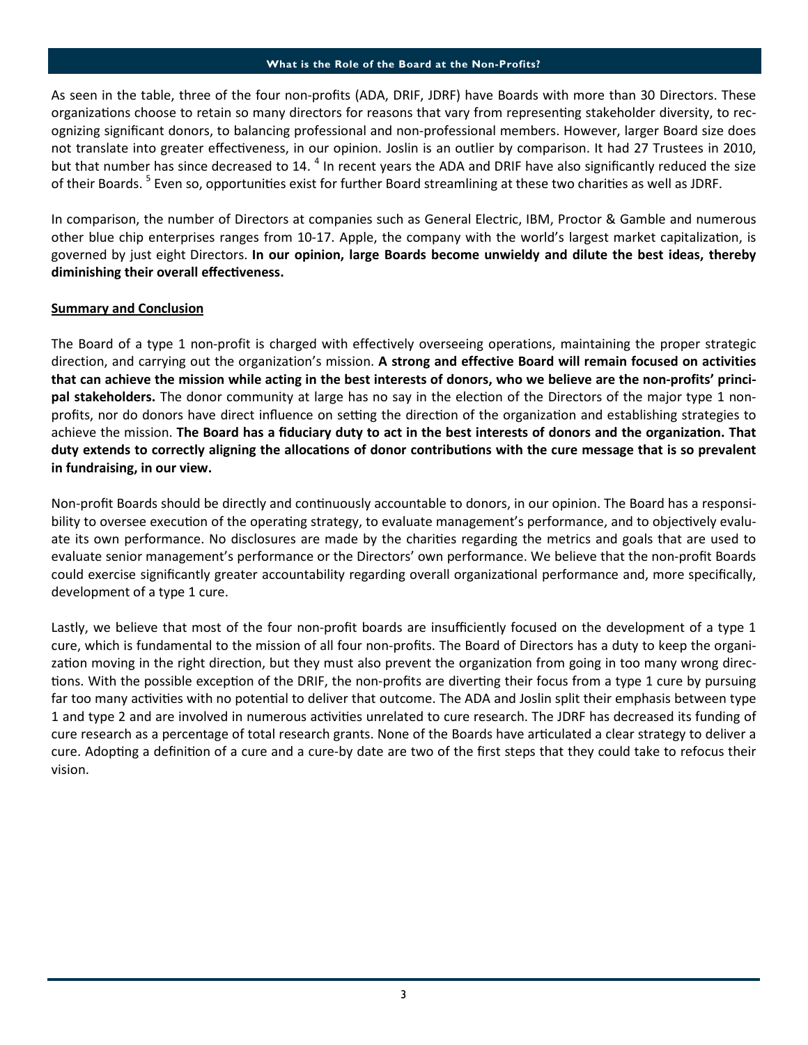## What is the Role of the Board at the Non-Profits?

As seen in the table, three of the four non-profits (ADA, DRIF, JDRF) have Boards with more than 30 Directors. These organizations choose to retain so many directors for reasons that vary from representing stakeholder diversity, to recognizing significant donors, to balancing professional and non-professional members. However, larger Board size does not translate into greater effectiveness, in our opinion. Joslin is an outlier by comparison. It had 27 Trustees in 2010, but that number has since decreased to 14. [4] In recent years the ADA and DRIF have also significantly reduced the size of their Boards. [5] Even so, opportunities exist for further Board streamlining at these two charities as well as JDRF.

In comparison, the number of Directors at companies such as General Electric, IBM, Proctor & Gamble and numerous other blue chip enterprises ranges from 10-17. Apple, the company with the world's largest market capitalization, is governed by just eight Directors. **In our opinion, large Boards become unwieldy and dilute the best ideas, thereby diminishing their overall effectiveness.**

### Summary and Conclusion

The Board of a type 1 non-profit is charged with effectively overseeing operations, maintaining the proper strategic direction, and carrying out the organization's mission. **A strong and effective Board will remain focused on activities that can achieve the mission while acting in the best interests of donors, who we believe are the non-profits' principal stakeholders.** The donor community at large has no say in the election of the Directors of the major type 1 non-profits, nor do donors have direct influence on setting the direction of the organization and establishing strategies to achieve the mission. **The Board has a fiduciary duty to act in the best interests of donors and the organization. That duty extends to correctly aligning the allocations of donor contributions with the cure message that is so prevalent in fundraising, in our view.**

Non-profit Boards should be directly and continuously accountable to donors, in our opinion. The Board has a responsibility to oversee execution of the operating strategy, to evaluate management's performance, and to objectively evaluate its own performance. No disclosures are made by the charities regarding the metrics and goals that are used to evaluate senior management's performance or the Directors' own performance. We believe that the non-profit Boards could exercise significantly greater accountability regarding overall organizational performance and, more specifically, development of a type 1 cure.

Lastly, we believe that most of the four non-profit boards are insufficiently focused on the development of a type 1 cure, which is fundamental to the mission of all four non-profits. The Board of Directors has a duty to keep the organization moving in the right direction, but they must also prevent the organization from going in too many wrong directions. With the possible exception of the DRIF, the non-profits are diverting their focus from a type 1 cure by pursuing far too many activities with no potential to deliver that outcome. The ADA and Joslin split their emphasis between type 1 and type 2 and are involved in numerous activities unrelated to cure research. The JDRF has decreased its funding of cure research as a percentage of total research grants. None of the Boards have articulated a clear strategy to deliver a cure. Adopting a definition of a cure and a cure-by date are two of the first steps that they could take to refocus their vision.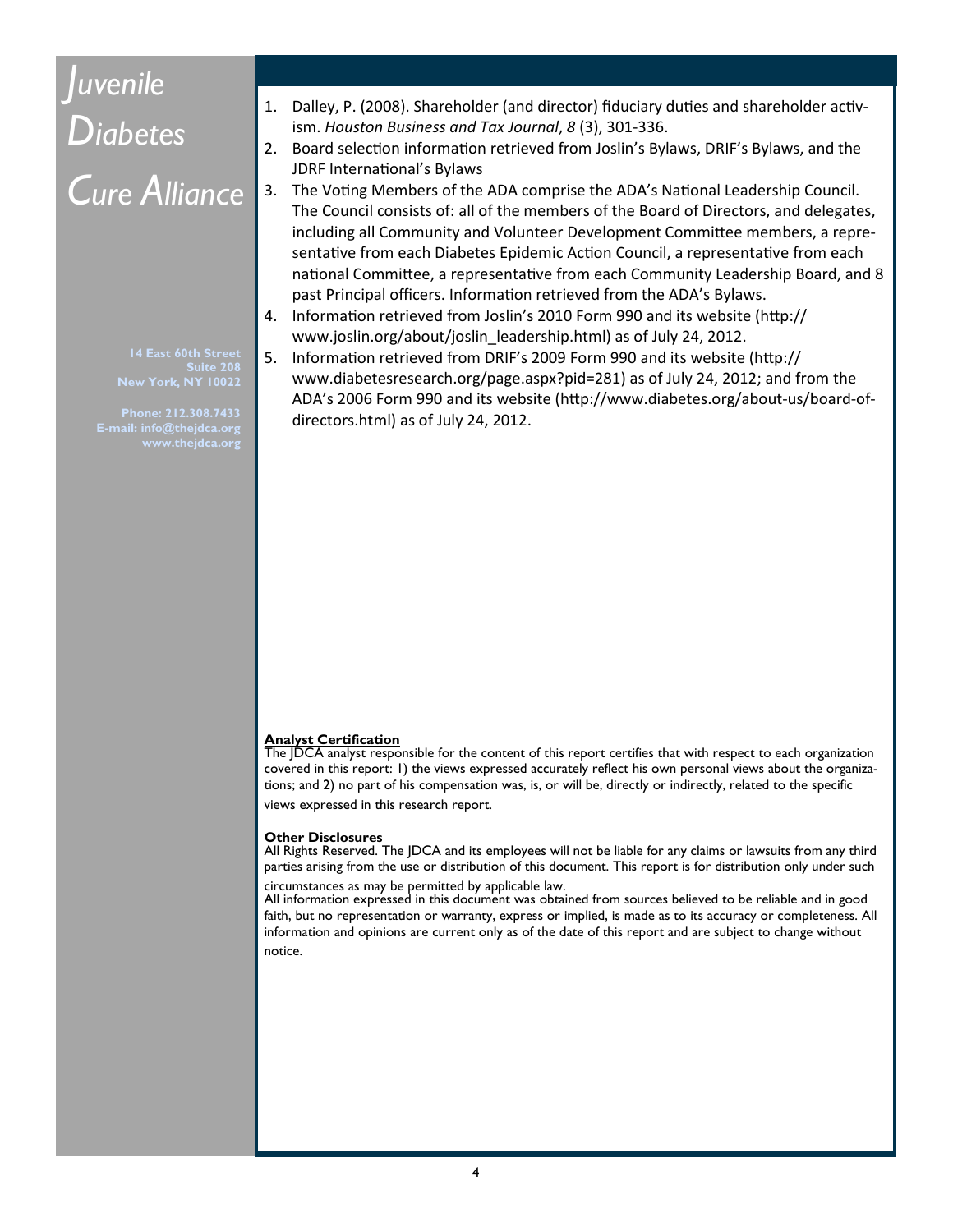# *Juvenile Diabetes Cure Alliance*

**14 East 60th Street**
**Suite 208**
**New York, NY 10022**

**Phone: 212.308.7433**
**E-mail: info@thejdca.org**
**www.thejdca.org**

1. Dalley, P. (2008). Shareholder (and director) fiduciary duties and shareholder activism. *Houston Business and Tax Journal*, *8* (3), 301-336.
2. Board selection information retrieved from Joslin's Bylaws, DRIF's Bylaws, and the JDRF International's Bylaws
3. The Voting Members of the ADA comprise the ADA's National Leadership Council. The Council consists of: all of the members of the Board of Directors, and delegates, including all Community and Volunteer Development Committee members, a representative from each Diabetes Epidemic Action Council, a representative from each national Committee, a representative from each Community Leadership Board, and 8 past Principal officers. Information retrieved from the ADA's Bylaws.
4. Information retrieved from Joslin's 2010 Form 990 and its website (http://www.joslin.org/about/joslin_leadership.html) as of July 24, 2012.
5. Information retrieved from DRIF's 2009 Form 990 and its website (http://www.diabetesresearch.org/page.aspx?pid=281) as of July 24, 2012; and from the ADA's 2006 Form 990 and its website (http://www.diabetes.org/about-us/board-of-directors.html) as of July 24, 2012.

**Analyst Certification**

The JDCA analyst responsible for the content of this report certifies that with respect to each organization covered in this report: 1) the views expressed accurately reflect his own personal views about the organizations; and 2) no part of his compensation was, is, or will be, directly or indirectly, related to the specific views expressed in this research report.

**Other Disclosures**

All Rights Reserved. The JDCA and its employees will not be liable for any claims or lawsuits from any third parties arising from the use or distribution of this document. This report is for distribution only under such circumstances as may be permitted by applicable law.

All information expressed in this document was obtained from sources believed to be reliable and in good faith, but no representation or warranty, express or implied, is made as to its accuracy or completeness. All information and opinions are current only as of the date of this report and are subject to change without notice.